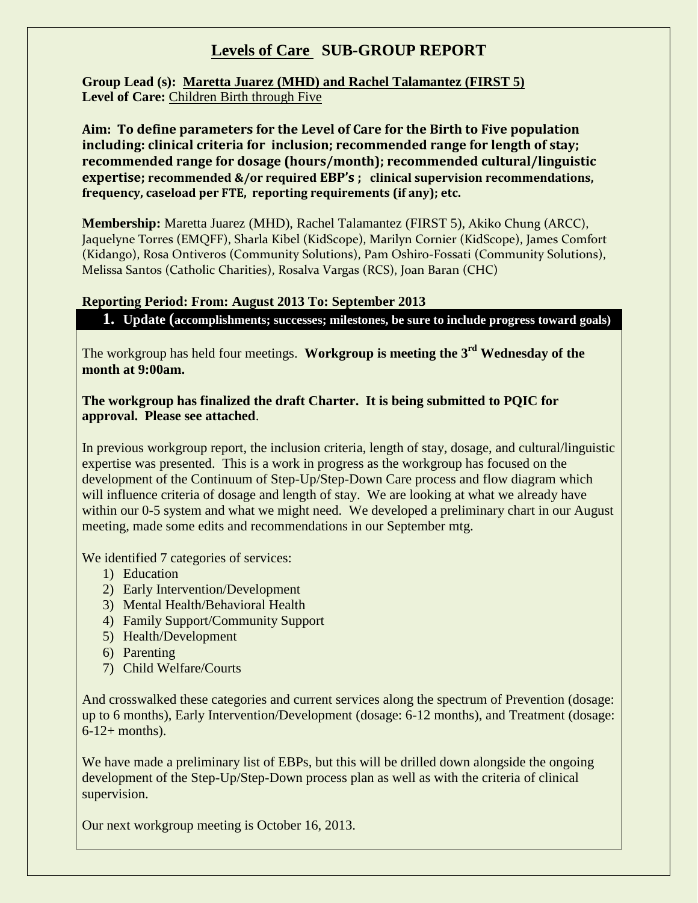# Levels of Care SUB-GROUP REPORT

**Group Lead (s): Maretta Juarez (MHD) and Rachel Talamantez (FIRST 5)**
**Level of Care:** Children Birth through Five

**Aim: To define parameters for the Level of Care for the Birth to Five population including: clinical criteria for inclusion; recommended range for length of stay; recommended range for dosage (hours/month); recommended cultural/linguistic expertise; recommended &/or required EBP's ; clinical supervision recommendations, frequency, caseload per FTE, reporting requirements (if any); etc.**

**Membership:** Maretta Juarez (MHD), Rachel Talamantez (FIRST 5), Akiko Chung (ARCC), Jaquelyne Torres (EMQFF), Sharla Kibel (KidScope), Marilyn Cornier (KidScope), James Comfort (Kidango), Rosa Ontiveros (Community Solutions), Pam Oshiro-Fossati (Community Solutions), Melissa Santos (Catholic Charities), Rosalva Vargas (RCS), Joan Baran (CHC)

**Reporting Period: From: August 2013 To: September 2013**

## 1. Update (accomplishments; successes; milestones, be sure to include progress toward goals)

The workgroup has held four meetings. **Workgroup is meeting the 3rd Wednesday of the month at 9:00am.**

**The workgroup has finalized the draft Charter. It is being submitted to PQIC for approval. Please see attached**.

In previous workgroup report, the inclusion criteria, length of stay, dosage, and cultural/linguistic expertise was presented. This is a work in progress as the workgroup has focused on the development of the Continuum of Step-Up/Step-Down Care process and flow diagram which will influence criteria of dosage and length of stay. We are looking at what we already have within our 0-5 system and what we might need. We developed a preliminary chart in our August meeting, made some edits and recommendations in our September mtg.

We identified 7 categories of services:

1) Education
2) Early Intervention/Development
3) Mental Health/Behavioral Health
4) Family Support/Community Support
5) Health/Development
6) Parenting
7) Child Welfare/Courts

And crosswalked these categories and current services along the spectrum of Prevention (dosage: up to 6 months), Early Intervention/Development (dosage: 6-12 months), and Treatment (dosage: 6-12+ months).

We have made a preliminary list of EBPs, but this will be drilled down alongside the ongoing development of the Step-Up/Step-Down process plan as well as with the criteria of clinical supervision.

Our next workgroup meeting is October 16, 2013.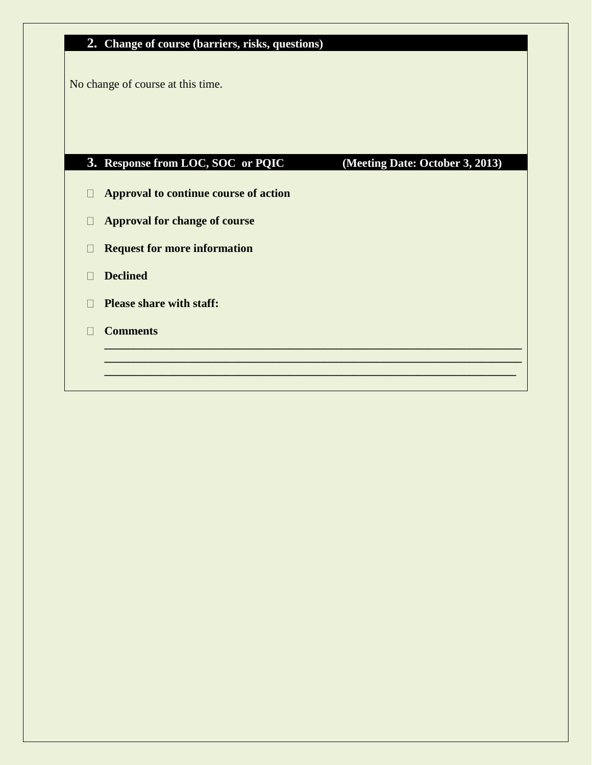## 2. Change of course (barriers, risks, questions)

No change of course at this time.

## 3. Response from LOC, SOC or PQIC (Meeting Date: October 3, 2013)

- ☐ **Approval to continue course of action**
- ☐ **Approval for change of course**
- ☐ **Request for more information**
- ☐ **Declined**
- ☐ **Please share with staff:**
- ☐ **Comments**

\_\_\_\_\_\_\_\_\_\_\_\_\_\_\_\_\_\_\_\_\_\_\_\_\_\_\_\_\_\_\_\_\_\_\_\_\_\_\_\_\_\_\_\_\_\_\_\_\_\_\_\_\_\_\_\_\_\_\_\_\_\_\_\_\_\_\_\_\_\_\_\_

\_\_\_\_\_\_\_\_\_\_\_\_\_\_\_\_\_\_\_\_\_\_\_\_\_\_\_\_\_\_\_\_\_\_\_\_\_\_\_\_\_\_\_\_\_\_\_\_\_\_\_\_\_\_\_\_\_\_\_\_\_\_\_\_\_\_\_\_\_\_\_\_

\_\_\_\_\_\_\_\_\_\_\_\_\_\_\_\_\_\_\_\_\_\_\_\_\_\_\_\_\_\_\_\_\_\_\_\_\_\_\_\_\_\_\_\_\_\_\_\_\_\_\_\_\_\_\_\_\_\_\_\_\_\_\_\_\_\_\_\_\_\_\_